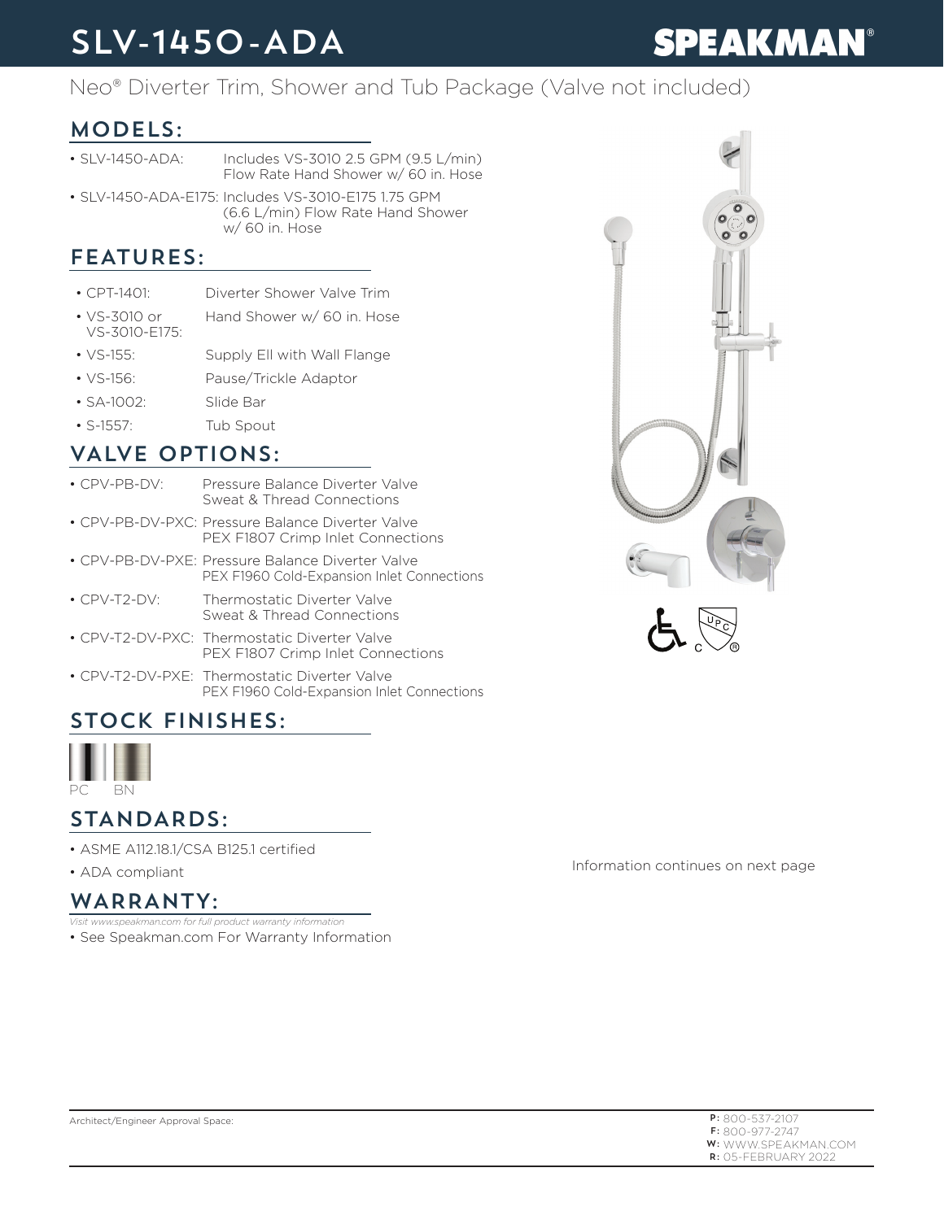# SLV-1450-ADA

**SPEAKMAN®**

Neo® Diverter Trim, Shower and Tub Package (Valve not included)

## MODELS:

- SLV-1450-ADA: Includes VS-3010 2.5 GPM (9.5 L/min) Flow Rate Hand Shower w/ 60 in. Hose
- SLV-1450-ADA-E175: Includes VS-3010-E175 1.75 GPM (6.6 L/min) Flow Rate Hand Shower w/ 60 in. Hose

## FEATURES:

- CPT-1401: Diverter Shower Valve Trim
- VS-3010 or VS-3010-E175: Hand Shower w/ 60 in. Hose
- VS-155: Supply Ell with Wall Flange
- VS-156: Pause/Trickle Adaptor
- SA-1002: Slide Bar
- S-1557: Tub Spout

## VALVE OPTIONS:

- CPV-PB-DV: Pressure Balance Diverter Valve Sweat & Thread Connections
- CPV-PB-DV-PXC: Pressure Balance Diverter Valve PEX F1807 Crimp Inlet Connections
- CPV-PB-DV-PXE: Pressure Balance Diverter Valve PEX F1960 Cold-Expansion Inlet Connections
- CPV-T2-DV: Thermostatic Diverter Valve Sweat & Thread Connections
- CPV-T2-DV-PXC: Thermostatic Diverter Valve PEX F1807 Crimp Inlet Connections
- CPV-T2-DV-PXE: Thermostatic Diverter Valve PEX F1960 Cold-Expansion Inlet Connections

## STOCK FINISHES:

PC BN

## STANDARDS:

- ASME A112.18.1/CSA B125.1 certified
- ADA compliant

## WARRANTY:

*Visit www.speakman.com for full product warranty information*

- See Speakman.com For Warranty Information

Information continues on next page

Architect/Engineer Approval Space:

**P:** 800-537-2107
**F:** 800-977-2747
**W:** WWW.SPEAKMAN.COM
**R:** 05-FEBRUARY 2022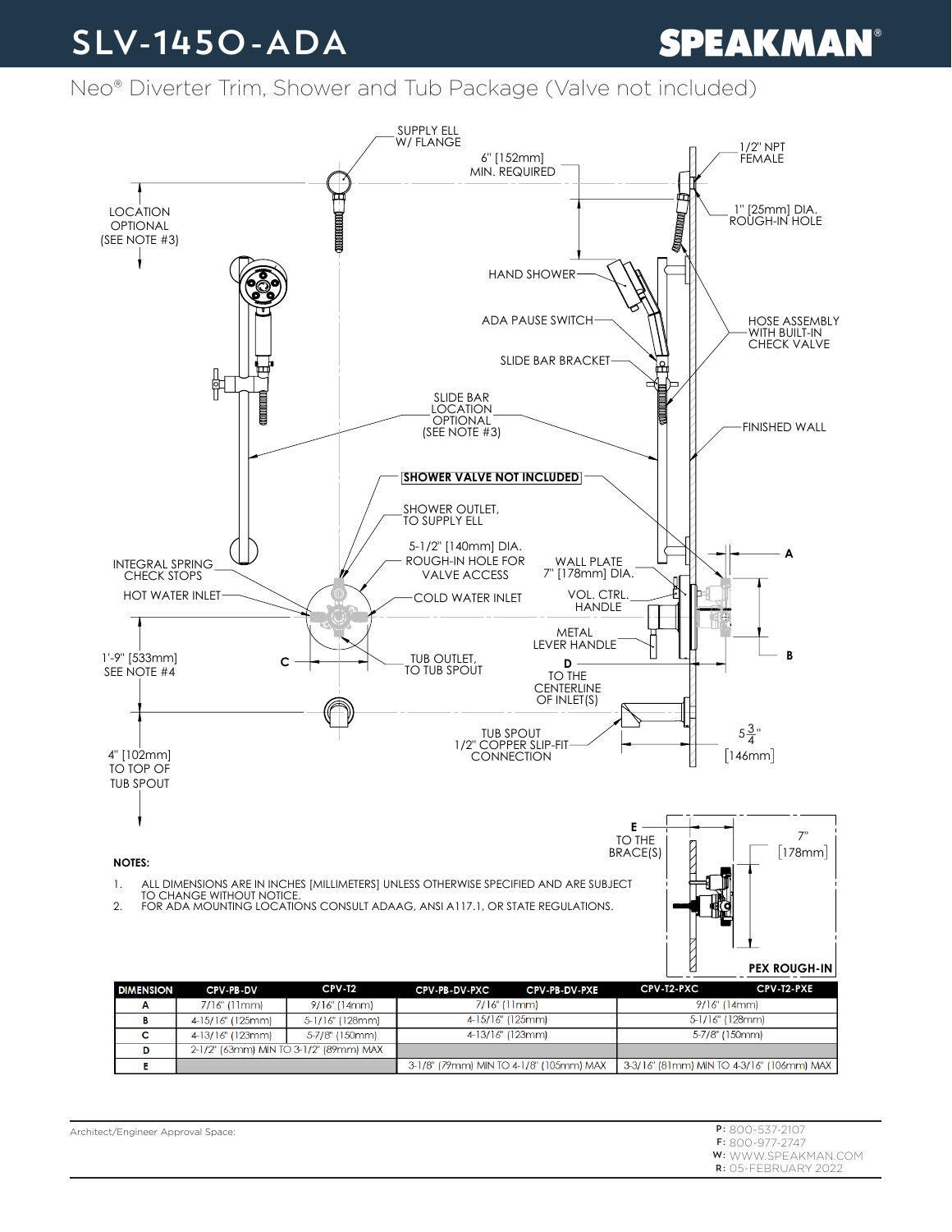# SLV-1450-ADA

# SPEAKMAN®

## Neo® Diverter Trim, Shower and Tub Package (Valve not included)

SUPPLY ELL W/ FLANGE

6" [152mm] MIN. REQUIRED

1/2" NPT FEMALE

1" [25mm] DIA. ROUGH-IN HOLE

LOCATION OPTIONAL (SEE NOTE #3)

HAND SHOWER

ADA PAUSE SWITCH

HOSE ASSEMBLY WITH BUILT-IN CHECK VALVE

SLIDE BAR BRACKET

SLIDE BAR LOCATION OPTIONAL (SEE NOTE #3)

FINISHED WALL

SHOWER VALVE NOT INCLUDED

SHOWER OUTLET, TO SUPPLY ELL

5-1/2" [140mm] DIA. ROUGH-IN HOLE FOR VALVE ACCESS

WALL PLATE 7" [178mm] DIA.

A

INTEGRAL SPRING CHECK STOPS

HOT WATER INLET

COLD WATER INLET

VOL. CTRL. HANDLE

METAL LEVER HANDLE

B

1'-9" [533mm] SEE NOTE #4

C

TUB OUTLET, TO TUB SPOUT

D TO THE CENTERLINE OF INLET(S)

TUB SPOUT 1/2" COPPER SLIP-FIT CONNECTION

5 3/4" [146mm]

4" [102mm] TO TOP OF TUB SPOUT

E TO THE BRACE(S)

7" [178mm]

PEX ROUGH-IN

**NOTES:**

1. ALL DIMENSIONS ARE IN INCHES [MILLIMETERS] UNLESS OTHERWISE SPECIFIED AND ARE SUBJECT TO CHANGE WITHOUT NOTICE.
2. FOR ADA MOUNTING LOCATIONS CONSULT ADAAG, ANSI A117.1, OR STATE REGULATIONS.

| DIMENSION | CPV-PB-DV | CPV-T2 | CPV-PB-DV-PXC / CPV-PB-DV-PXE | CPV-T2-PXC / CPV-T2-PXE |
|---|---|---|---|---|
| A | 7/16" (11mm) | 9/16" (14mm) | 7/16" (11mm) | 9/16" (14mm) |
| B | 4-15/16" (125mm) | 5-1/16" (128mm) | 4-15/16" (125mm) | 5-1/16" (128mm) |
| C | 4-13/16" (123mm) | 5-7/8" (150mm) | 4-13/16" (123mm) | 5-7/8" (150mm) |
| D | 2-1/2" (63mm) MIN TO 3-1/2" (89mm) MAX | | | |
| E | | | 3-1/8" (79mm) MIN TO 4-1/8" (105mm) MAX | 3-3/16" (81mm) MIN TO 4-3/16" (106mm) MAX |

Architect/Engineer Approval Space:

P: 800-537-2107
F: 800-977-2747
W: WWW.SPEAKMAN.COM
R: 05-FEBRUARY 2022